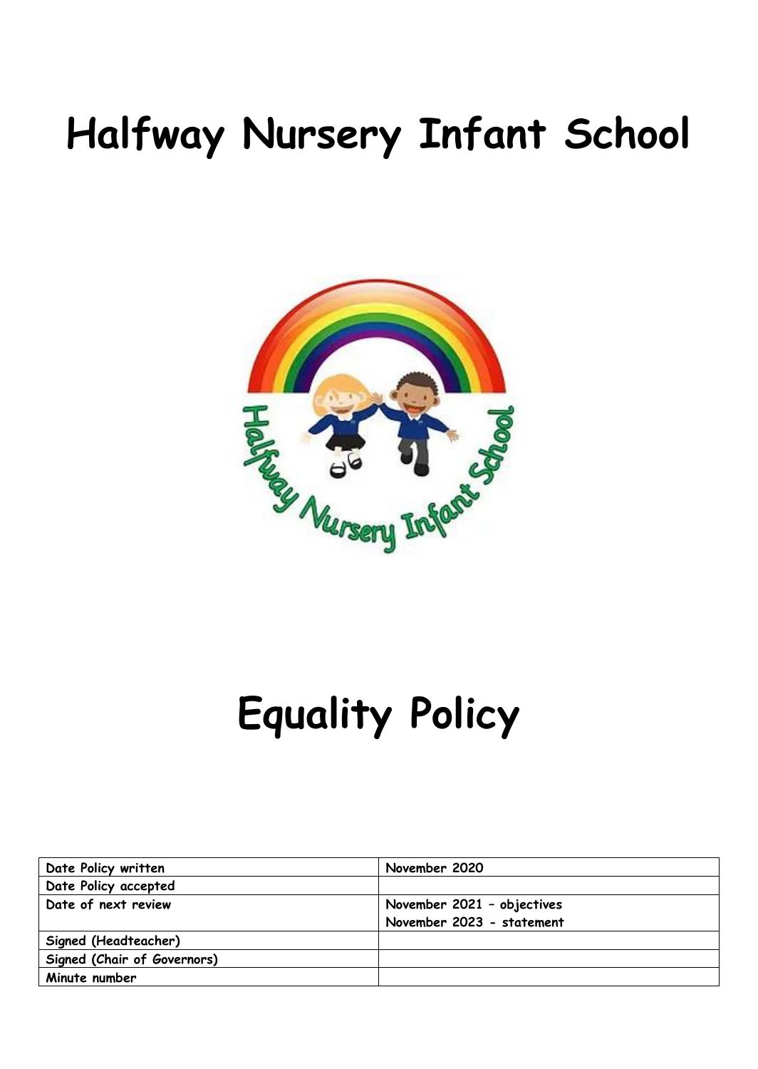# Halfway Nursery Infant School

# Equality Policy

| Date Policy written | November 2020 |
|---|---|
| Date Policy accepted | |
| Date of next review | November 2021 – objectives<br>November 2023 - statement |
| Signed (Headteacher) | |
| Signed (Chair of Governors) | |
| Minute number | |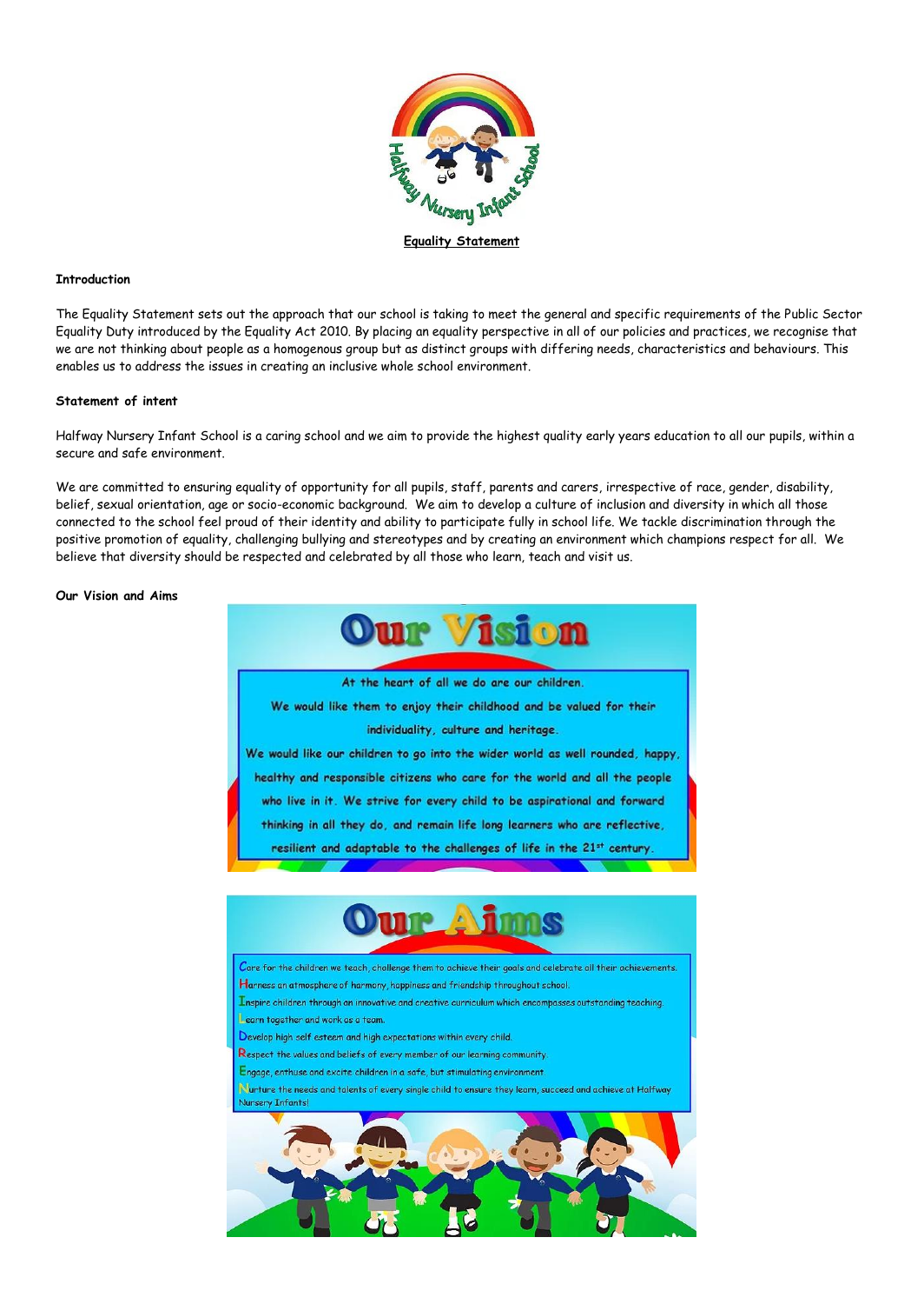Halfway Nursery Infant School

## Equality Statement

**Introduction**

The Equality Statement sets out the approach that our school is taking to meet the general and specific requirements of the Public Sector Equality Duty introduced by the Equality Act 2010. By placing an equality perspective in all of our policies and practices, we recognise that we are not thinking about people as a homogenous group but as distinct groups with differing needs, characteristics and behaviours. This enables us to address the issues in creating an inclusive whole school environment.

**Statement of intent**

Halfway Nursery Infant School is a caring school and we aim to provide the highest quality early years education to all our pupils, within a secure and safe environment.

We are committed to ensuring equality of opportunity for all pupils, staff, parents and carers, irrespective of race, gender, disability, belief, sexual orientation, age or socio-economic background. We aim to develop a culture of inclusion and diversity in which all those connected to the school feel proud of their identity and ability to participate fully in school life. We tackle discrimination through the positive promotion of equality, challenging bullying and stereotypes and by creating an environment which champions respect for all. We believe that diversity should be respected and celebrated by all those who learn, teach and visit us.

**Our Vision and Aims**

### Our Vision

At the heart of all we do are our children.

We would like them to enjoy their childhood and be valued for their individuality, culture and heritage.

We would like our children to go into the wider world as well rounded, happy, healthy and responsible citizens who care for the world and all the people who live in it. We strive for every child to be aspirational and forward thinking in all they do, and remain life long learners who are reflective, resilient and adaptable to the challenges of life in the 21st century.

### Our Aims

Care for the children we teach, challenge them to achieve their goals and celebrate all their achievements.
Harness an atmosphere of harmony, happiness and friendship throughout school.
Inspire children through an innovative and creative curriculum which encompasses outstanding teaching.
Learn together and work as a team.
Develop high self esteem and high expectations within every child.
Respect the values and beliefs of every member of our learning community.
Engage, enthuse and excite children in a safe, but stimulating environment.
Nurture the needs and talents of every single child to ensure they learn, succeed and achieve at Halfway Nursery Infants!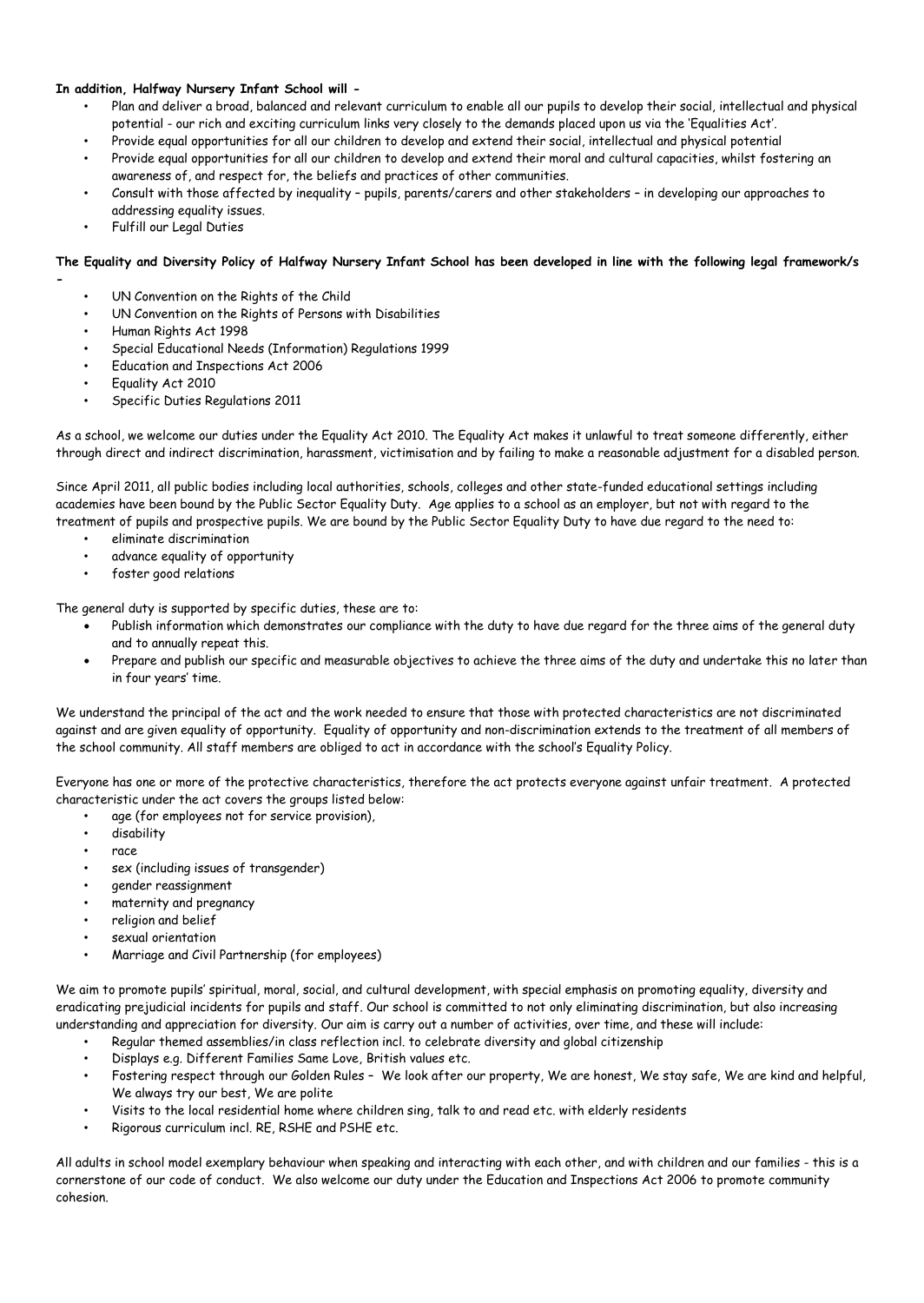**In addition, Halfway Nursery Infant School will -**

- Plan and deliver a broad, balanced and relevant curriculum to enable all our pupils to develop their social, intellectual and physical potential - our rich and exciting curriculum links very closely to the demands placed upon us via the 'Equalities Act'.
- Provide equal opportunities for all our children to develop and extend their social, intellectual and physical potential
- Provide equal opportunities for all our children to develop and extend their moral and cultural capacities, whilst fostering an awareness of, and respect for, the beliefs and practices of other communities.
- Consult with those affected by inequality – pupils, parents/carers and other stakeholders – in developing our approaches to addressing equality issues.
- Fulfill our Legal Duties

**The Equality and Diversity Policy of Halfway Nursery Infant School has been developed in line with the following legal framework/s -**

- UN Convention on the Rights of the Child
- UN Convention on the Rights of Persons with Disabilities
- Human Rights Act 1998
- Special Educational Needs (Information) Regulations 1999
- Education and Inspections Act 2006
- Equality Act 2010
- Specific Duties Regulations 2011

As a school, we welcome our duties under the Equality Act 2010. The Equality Act makes it unlawful to treat someone differently, either through direct and indirect discrimination, harassment, victimisation and by failing to make a reasonable adjustment for a disabled person.

Since April 2011, all public bodies including local authorities, schools, colleges and other state-funded educational settings including academies have been bound by the Public Sector Equality Duty. Age applies to a school as an employer, but not with regard to the treatment of pupils and prospective pupils. We are bound by the Public Sector Equality Duty to have due regard to the need to:

- eliminate discrimination
- advance equality of opportunity
- foster good relations

The general duty is supported by specific duties, these are to:

- Publish information which demonstrates our compliance with the duty to have due regard for the three aims of the general duty and to annually repeat this.
- Prepare and publish our specific and measurable objectives to achieve the three aims of the duty and undertake this no later than in four years' time.

We understand the principal of the act and the work needed to ensure that those with protected characteristics are not discriminated against and are given equality of opportunity. Equality of opportunity and non-discrimination extends to the treatment of all members of the school community. All staff members are obliged to act in accordance with the school's Equality Policy.

Everyone has one or more of the protective characteristics, therefore the act protects everyone against unfair treatment. A protected characteristic under the act covers the groups listed below:

- age (for employees not for service provision),
- disability
- race
- sex (including issues of transgender)
- gender reassignment
- maternity and pregnancy
- religion and belief
- sexual orientation
- Marriage and Civil Partnership (for employees)

We aim to promote pupils' spiritual, moral, social, and cultural development, with special emphasis on promoting equality, diversity and eradicating prejudicial incidents for pupils and staff. Our school is committed to not only eliminating discrimination, but also increasing understanding and appreciation for diversity. Our aim is carry out a number of activities, over time, and these will include:

- Regular themed assemblies/in class reflection incl. to celebrate diversity and global citizenship
- Displays e.g. Different Families Same Love, British values etc.
- Fostering respect through our Golden Rules – We look after our property, We are honest, We stay safe, We are kind and helpful, We always try our best, We are polite
- Visits to the local residential home where children sing, talk to and read etc. with elderly residents
- Rigorous curriculum incl. RE, RSHE and PSHE etc.

All adults in school model exemplary behaviour when speaking and interacting with each other, and with children and our families - this is a cornerstone of our code of conduct. We also welcome our duty under the Education and Inspections Act 2006 to promote community cohesion.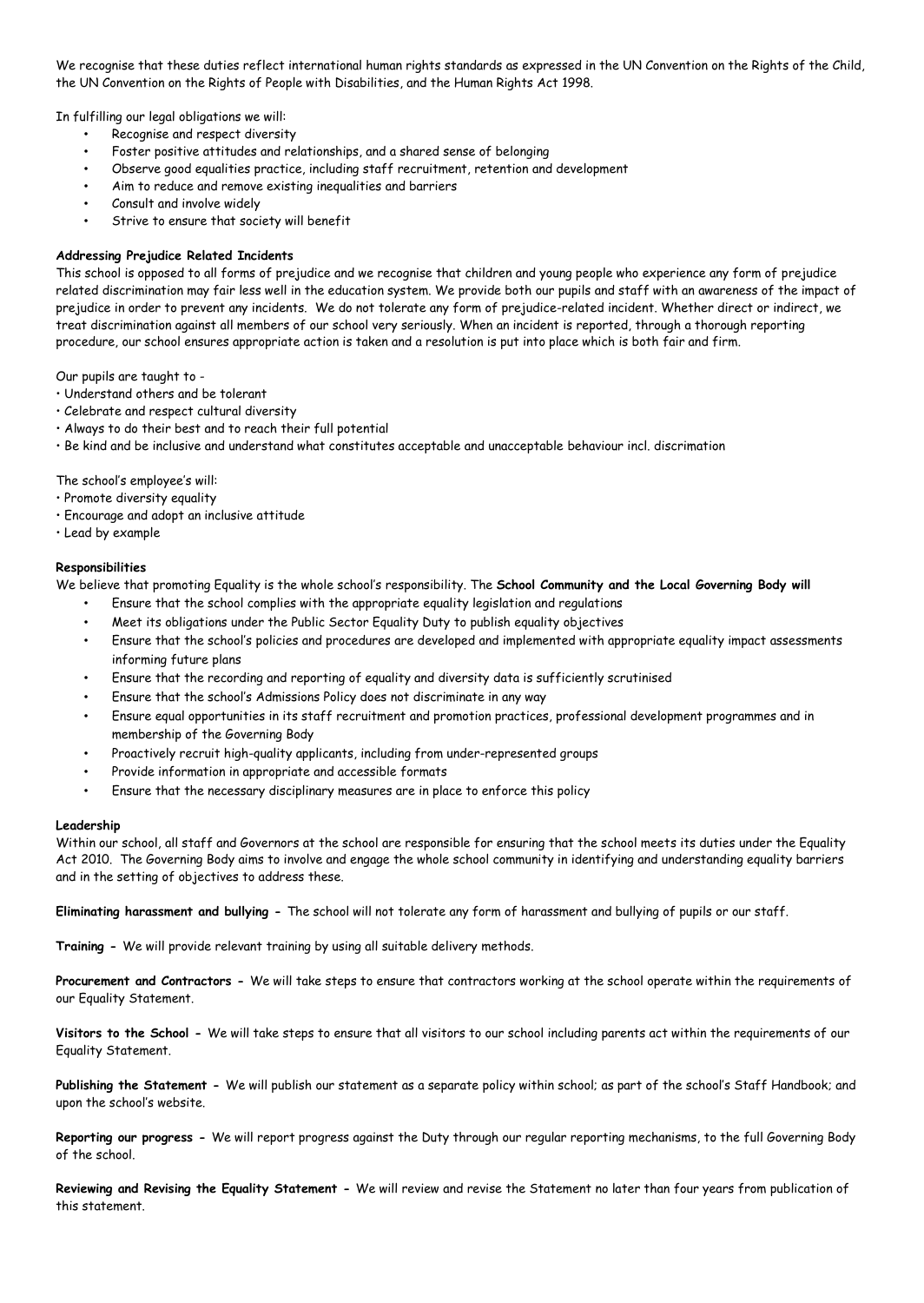We recognise that these duties reflect international human rights standards as expressed in the UN Convention on the Rights of the Child, the UN Convention on the Rights of People with Disabilities, and the Human Rights Act 1998.

In fulfilling our legal obligations we will:

- Recognise and respect diversity
- Foster positive attitudes and relationships, and a shared sense of belonging
- Observe good equalities practice, including staff recruitment, retention and development
- Aim to reduce and remove existing inequalities and barriers
- Consult and involve widely
- Strive to ensure that society will benefit

**Addressing Prejudice Related Incidents**

This school is opposed to all forms of prejudice and we recognise that children and young people who experience any form of prejudice related discrimination may fair less well in the education system. We provide both our pupils and staff with an awareness of the impact of prejudice in order to prevent any incidents. We do not tolerate any form of prejudice-related incident. Whether direct or indirect, we treat discrimination against all members of our school very seriously. When an incident is reported, through a thorough reporting procedure, our school ensures appropriate action is taken and a resolution is put into place which is both fair and firm.

Our pupils are taught to -

- Understand others and be tolerant
- Celebrate and respect cultural diversity
- Always to do their best and to reach their full potential
- Be kind and be inclusive and understand what constitutes acceptable and unacceptable behaviour incl. discrimation

The school's employee's will:

- Promote diversity equality
- Encourage and adopt an inclusive attitude
- Lead by example

**Responsibilities**

We believe that promoting Equality is the whole school's responsibility. The **School Community and the Local Governing Body will**

- Ensure that the school complies with the appropriate equality legislation and regulations
- Meet its obligations under the Public Sector Equality Duty to publish equality objectives
- Ensure that the school's policies and procedures are developed and implemented with appropriate equality impact assessments informing future plans
- Ensure that the recording and reporting of equality and diversity data is sufficiently scrutinised
- Ensure that the school's Admissions Policy does not discriminate in any way
- Ensure equal opportunities in its staff recruitment and promotion practices, professional development programmes and in membership of the Governing Body
- Proactively recruit high-quality applicants, including from under-represented groups
- Provide information in appropriate and accessible formats
- Ensure that the necessary disciplinary measures are in place to enforce this policy

**Leadership**

Within our school, all staff and Governors at the school are responsible for ensuring that the school meets its duties under the Equality Act 2010. The Governing Body aims to involve and engage the whole school community in identifying and understanding equality barriers and in the setting of objectives to address these.

**Eliminating harassment and bullying -** The school will not tolerate any form of harassment and bullying of pupils or our staff.

**Training -** We will provide relevant training by using all suitable delivery methods.

**Procurement and Contractors -** We will take steps to ensure that contractors working at the school operate within the requirements of our Equality Statement.

**Visitors to the School -** We will take steps to ensure that all visitors to our school including parents act within the requirements of our Equality Statement.

**Publishing the Statement -** We will publish our statement as a separate policy within school; as part of the school's Staff Handbook; and upon the school's website.

**Reporting our progress -** We will report progress against the Duty through our regular reporting mechanisms, to the full Governing Body of the school.

**Reviewing and Revising the Equality Statement -** We will review and revise the Statement no later than four years from publication of this statement.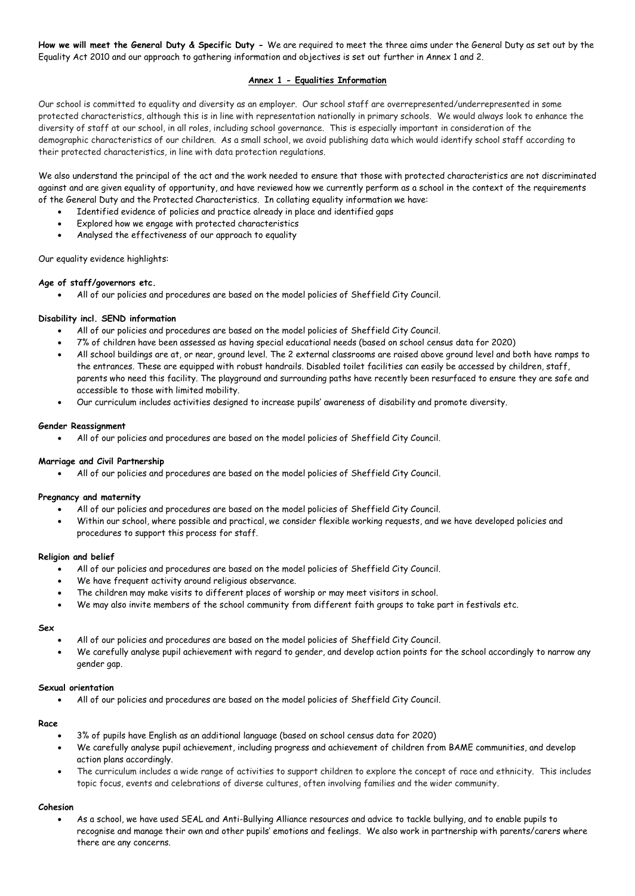**How we will meet the General Duty & Specific Duty -** We are required to meet the three aims under the General Duty as set out by the Equality Act 2010 and our approach to gathering information and objectives is set out further in Annex 1 and 2.

## **Annex 1 - Equalities Information**

Our school is committed to equality and diversity as an employer. Our school staff are overrepresented/underrepresented in some protected characteristics, although this is in line with representation nationally in primary schools. We would always look to enhance the diversity of staff at our school, in all roles, including school governance. This is especially important in consideration of the demographic characteristics of our children. As a small school, we avoid publishing data which would identify school staff according to their protected characteristics, in line with data protection regulations.

We also understand the principal of the act and the work needed to ensure that those with protected characteristics are not discriminated against and are given equality of opportunity, and have reviewed how we currently perform as a school in the context of the requirements of the General Duty and the Protected Characteristics. In collating equality information we have:

- Identified evidence of policies and practice already in place and identified gaps
- Explored how we engage with protected characteristics
- Analysed the effectiveness of our approach to equality

Our equality evidence highlights:

**Age of staff/governors etc.**

- All of our policies and procedures are based on the model policies of Sheffield City Council.

**Disability incl. SEND information**

- All of our policies and procedures are based on the model policies of Sheffield City Council.
- 7% of children have been assessed as having special educational needs (based on school census data for 2020)
- All school buildings are at, or near, ground level. The 2 external classrooms are raised above ground level and both have ramps to the entrances. These are equipped with robust handrails. Disabled toilet facilities can easily be accessed by children, staff, parents who need this facility. The playground and surrounding paths have recently been resurfaced to ensure they are safe and accessible to those with limited mobility.
- Our curriculum includes activities designed to increase pupils' awareness of disability and promote diversity.

**Gender Reassignment**

- All of our policies and procedures are based on the model policies of Sheffield City Council.

**Marriage and Civil Partnership**

- All of our policies and procedures are based on the model policies of Sheffield City Council.

**Pregnancy and maternity**

- All of our policies and procedures are based on the model policies of Sheffield City Council.
- Within our school, where possible and practical, we consider flexible working requests, and we have developed policies and procedures to support this process for staff.

**Religion and belief**

- All of our policies and procedures are based on the model policies of Sheffield City Council.
- We have frequent activity around religious observance.
- The children may make visits to different places of worship or may meet visitors in school.
- We may also invite members of the school community from different faith groups to take part in festivals etc.

**Sex**

- All of our policies and procedures are based on the model policies of Sheffield City Council.
- We carefully analyse pupil achievement with regard to gender, and develop action points for the school accordingly to narrow any gender gap.

**Sexual orientation**

- All of our policies and procedures are based on the model policies of Sheffield City Council.

**Race**

- 3% of pupils have English as an additional language (based on school census data for 2020)
- We carefully analyse pupil achievement, including progress and achievement of children from BAME communities, and develop action plans accordingly.
- The curriculum includes a wide range of activities to support children to explore the concept of race and ethnicity. This includes topic focus, events and celebrations of diverse cultures, often involving families and the wider community.

**Cohesion**

- As a school, we have used SEAL and Anti-Bullying Alliance resources and advice to tackle bullying, and to enable pupils to recognise and manage their own and other pupils' emotions and feelings. We also work in partnership with parents/carers where there are any concerns.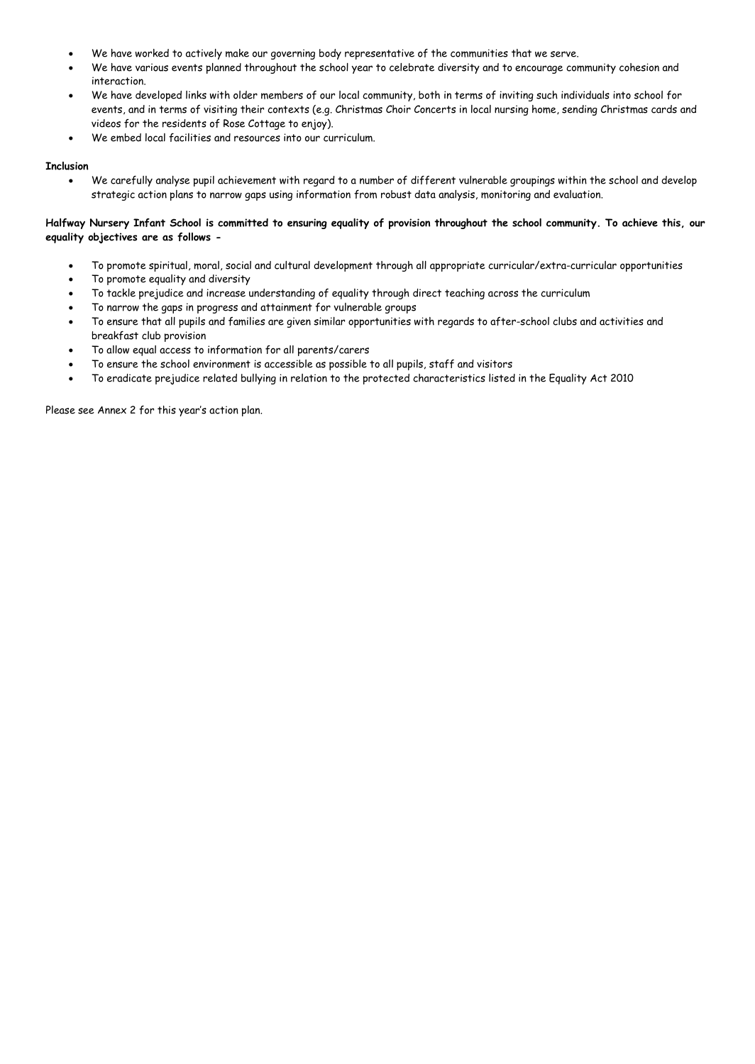- We have worked to actively make our governing body representative of the communities that we serve.
- We have various events planned throughout the school year to celebrate diversity and to encourage community cohesion and interaction.
- We have developed links with older members of our local community, both in terms of inviting such individuals into school for events, and in terms of visiting their contexts (e.g. Christmas Choir Concerts in local nursing home, sending Christmas cards and videos for the residents of Rose Cottage to enjoy).
- We embed local facilities and resources into our curriculum.

**Inclusion**

- We carefully analyse pupil achievement with regard to a number of different vulnerable groupings within the school and develop strategic action plans to narrow gaps using information from robust data analysis, monitoring and evaluation.

**Halfway Nursery Infant School is committed to ensuring equality of provision throughout the school community. To achieve this, our equality objectives are as follows -**

- To promote spiritual, moral, social and cultural development through all appropriate curricular/extra-curricular opportunities
- To promote equality and diversity
- To tackle prejudice and increase understanding of equality through direct teaching across the curriculum
- To narrow the gaps in progress and attainment for vulnerable groups
- To ensure that all pupils and families are given similar opportunities with regards to after-school clubs and activities and breakfast club provision
- To allow equal access to information for all parents/carers
- To ensure the school environment is accessible as possible to all pupils, staff and visitors
- To eradicate prejudice related bullying in relation to the protected characteristics listed in the Equality Act 2010

Please see Annex 2 for this year's action plan.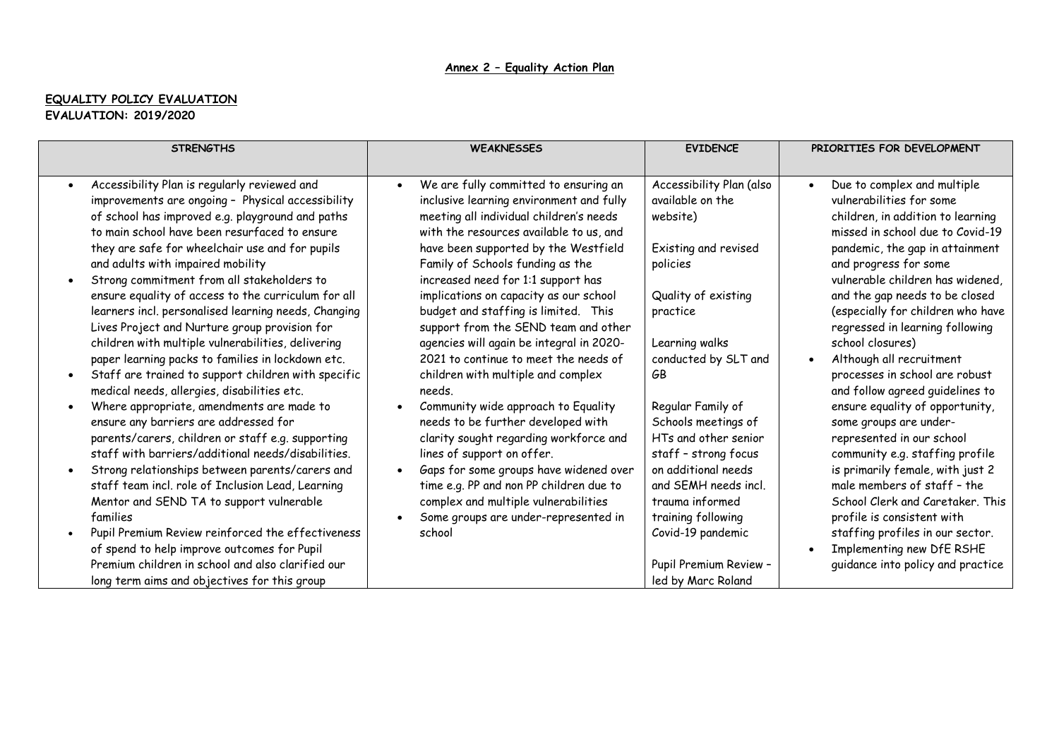**Annex 2 – Equality Action Plan**

**EQUALITY POLICY EVALUATION**
**EVALUATION: 2019/2020**

| STRENGTHS | WEAKNESSES | EVIDENCE | PRIORITIES FOR DEVELOPMENT |
|---|---|---|---|
| • Accessibility Plan is regularly reviewed and improvements are ongoing – Physical accessibility of school has improved e.g. playground and paths to main school have been resurfaced to ensure they are safe for wheelchair use and for pupils and adults with impaired mobility<br>• Strong commitment from all stakeholders to ensure equality of access to the curriculum for all learners incl. personalised learning needs, Changing Lives Project and Nurture group provision for children with multiple vulnerabilities, delivering paper learning packs to families in lockdown etc.<br>• Staff are trained to support children with specific medical needs, allergies, disabilities etc.<br>• Where appropriate, amendments are made to ensure any barriers are addressed for parents/carers, children or staff e.g. supporting staff with barriers/additional needs/disabilities.<br>• Strong relationships between parents/carers and staff team incl. role of Inclusion Lead, Learning Mentor and SEND TA to support vulnerable families<br>• Pupil Premium Review reinforced the effectiveness of spend to help improve outcomes for Pupil Premium children in school and also clarified our long term aims and objectives for this group | • We are fully committed to ensuring an inclusive learning environment and fully meeting all individual children's needs with the resources available to us, and have been supported by the Westfield Family of Schools funding as the increased need for 1:1 support has implications on capacity as our school budget and staffing is limited. This support from the SEND team and other agencies will again be integral in 2020-2021 to continue to meet the needs of children with multiple and complex needs.<br>• Community wide approach to Equality needs to be further developed with clarity sought regarding workforce and lines of support on offer.<br>• Gaps for some groups have widened over time e.g. PP and non PP children due to complex and multiple vulnerabilities<br>• Some groups are under-represented in school | Accessibility Plan (also available on the website)<br><br>Existing and revised policies<br><br>Quality of existing practice<br><br>Learning walks conducted by SLT and GB<br><br>Regular Family of Schools meetings of HTs and other senior staff – strong focus on additional needs and SEMH needs incl. trauma informed training following Covid-19 pandemic<br><br>Pupil Premium Review – led by Marc Roland | • Due to complex and multiple vulnerabilities for some children, in addition to learning missed in school due to Covid-19 pandemic, the gap in attainment and progress for some vulnerable children has widened, and the gap needs to be closed (especially for children who have regressed in learning following school closures)<br>• Although all recruitment processes in school are robust and follow agreed guidelines to ensure equality of opportunity, some groups are under-represented in our school community e.g. staffing profile is primarily female, with just 2 male members of staff – the School Clerk and Caretaker. This profile is consistent with staffing profiles in our sector.<br>• Implementing new DfE RSHE guidance into policy and practice |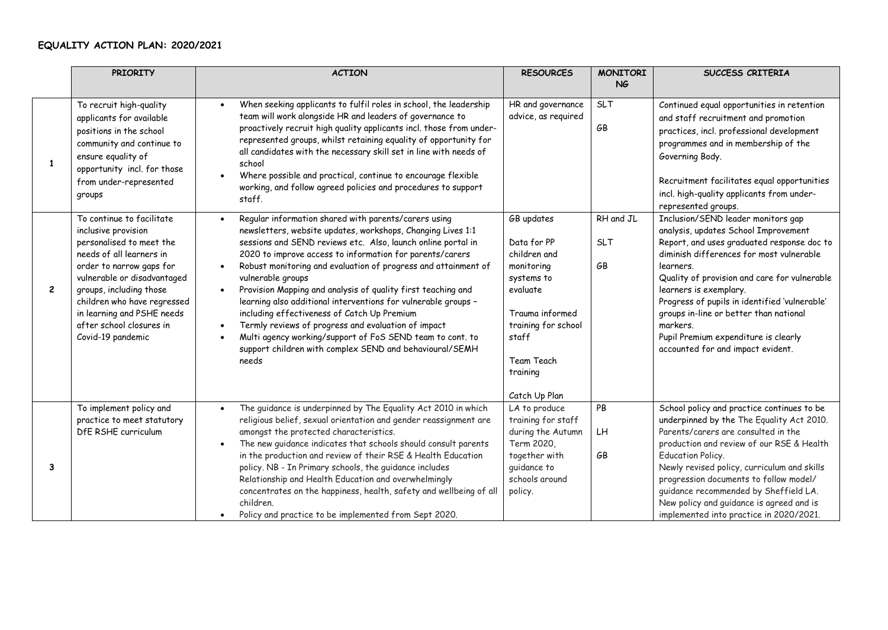**EQUALITY ACTION PLAN: 2020/2021**

| | PRIORITY | ACTION | RESOURCES | MONITORING | SUCCESS CRITERIA |
|---|---|---|---|---|---|
| 1 | To recruit high-quality applicants for available positions in the school community and continue to ensure equality of opportunity incl. for those from under-represented groups | • When seeking applicants to fulfil roles in school, the leadership team will work alongside HR and leaders of governance to proactively recruit high quality applicants incl. those from under-represented groups, whilst retaining equality of opportunity for all candidates with the necessary skill set in line with needs of school<br>• Where possible and practical, continue to encourage flexible working, and follow agreed policies and procedures to support staff. | HR and governance advice, as required | SLT<br><br>GB | Continued equal opportunities in retention and staff recruitment and promotion practices, incl. professional development programmes and in membership of the Governing Body.<br><br>Recruitment facilitates equal opportunities incl. high-quality applicants from under-represented groups. |
| 2 | To continue to facilitate inclusive provision personalised to meet the needs of all learners in order to narrow gaps for vulnerable or disadvantaged groups, including those children who have regressed in learning and PSHE needs after school closures in Covid-19 pandemic | • Regular information shared with parents/carers using newsletters, website updates, workshops, Changing Lives 1:1 sessions and SEND reviews etc. Also, launch online portal in 2020 to improve access to information for parents/carers<br>• Robust monitoring and evaluation of progress and attainment of vulnerable groups<br>• Provision Mapping and analysis of quality first teaching and learning also additional interventions for vulnerable groups – including effectiveness of Catch Up Premium<br>• Termly reviews of progress and evaluation of impact<br>• Multi agency working/support of FoS SEND team to cont. to support children with complex SEND and behavioural/SEMH needs | GB updates<br><br>Data for PP children and monitoring systems to evaluate<br><br>Trauma informed training for school staff<br><br>Team Teach training<br><br>Catch Up Plan | RH and JL<br><br>SLT<br><br>GB | Inclusion/SEND leader monitors gap analysis, updates School Improvement Report, and uses graduated response doc to diminish differences for most vulnerable learners.<br>Quality of provision and care for vulnerable learners is exemplary.<br>Progress of pupils in identified 'vulnerable' groups in-line or better than national markers.<br>Pupil Premium expenditure is clearly accounted for and impact evident. |
| 3 | To implement policy and practice to meet statutory DfE RSHE curriculum | • The guidance is underpinned by The Equality Act 2010 in which religious belief, sexual orientation and gender reassignment are amongst the protected characteristics.<br>• The new guidance indicates that schools should consult parents in the production and review of their RSE & Health Education policy. NB - In Primary schools, the guidance includes Relationship and Health Education and overwhelmingly concentrates on the happiness, health, safety and wellbeing of all children.<br>• Policy and practice to be implemented from Sept 2020. | LA to produce training for staff during the Autumn Term 2020, together with guidance to schools around policy. | PB<br><br>LH<br><br>GB | School policy and practice continues to be underpinned by the The Equality Act 2010.<br>Parents/carers are consulted in the production and review of our RSE & Health Education Policy.<br>Newly revised policy, curriculum and skills progression documents to follow model/ guidance recommended by Sheffield LA.<br>New policy and guidance is agreed and is implemented into practice in 2020/2021. |